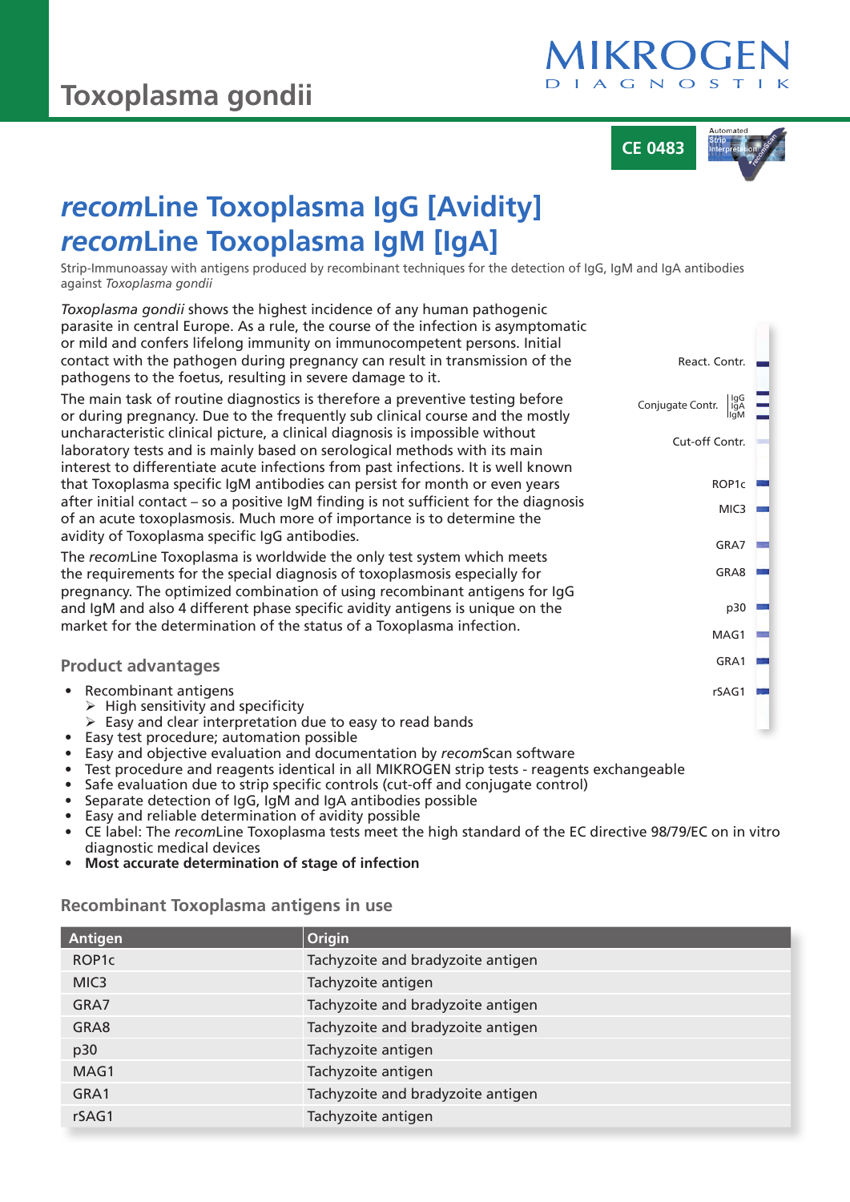# Toxoplasma gondii

CE 0483

# *recom*Line Toxoplasma IgG [Avidity] *recom*Line Toxoplasma IgM [IgA]

Strip-Immunoassay with antigens produced by recombinant techniques for the detection of IgG, IgM and IgA antibodies against *Toxoplasma gondii*

*Toxoplasma gondii* shows the highest incidence of any human pathogenic parasite in central Europe. As a rule, the course of the infection is asymptomatic or mild and confers lifelong immunity on immunocompetent persons. Initial contact with the pathogen during pregnancy can result in transmission of the pathogens to the foetus, resulting in severe damage to it.

The main task of routine diagnostics is therefore a preventive testing before or during pregnancy. Due to the frequently sub clinical course and the mostly uncharacteristic clinical picture, a clinical diagnosis is impossible without laboratory tests and is mainly based on serological methods with its main interest to differentiate acute infections from past infections. It is well known that Toxoplasma specific IgM antibodies can persist for month or even years after initial contact – so a positive IgM finding is not sufficient for the diagnosis of an acute toxoplasmosis. Much more of importance is to determine the avidity of Toxoplasma specific IgG antibodies.

The *recom*Line Toxoplasma is worldwide the only test system which meets the requirements for the special diagnosis of toxoplasmosis especially for pregnancy. The optimized combination of using recombinant antigens for IgG and IgM and also 4 different phase specific avidity antigens is unique on the market for the determination of the status of a Toxoplasma infection.

React. Contr.
Conjugate Contr. IgG IgA IgM
Cut-off Contr.
ROP1c
MIC3
GRA7
GRA8
p30
MAG1
GRA1
rSAG1

## Product advantages

- Recombinant antigens
  - High sensitivity and specificity
  - Easy and clear interpretation due to easy to read bands
- Easy test procedure; automation possible
- Easy and objective evaluation and documentation by *recom*Scan software
- Test procedure and reagents identical in all MIKROGEN strip tests - reagents exchangeable
- Safe evaluation due to strip specific controls (cut-off and conjugate control)
- Separate detection of IgG, IgM and IgA antibodies possible
- Easy and reliable determination of avidity possible
- CE label: The *recom*Line Toxoplasma tests meet the high standard of the EC directive 98/79/EC on in vitro diagnostic medical devices
- **Most accurate determination of stage of infection**

## Recombinant Toxoplasma antigens in use

| Antigen | Origin |
|---|---|
| ROP1c | Tachyzoite and bradyzoite antigen |
| MIC3 | Tachyzoite antigen |
| GRA7 | Tachyzoite and bradyzoite antigen |
| GRA8 | Tachyzoite and bradyzoite antigen |
| p30 | Tachyzoite antigen |
| MAG1 | Tachyzoite antigen |
| GRA1 | Tachyzoite and bradyzoite antigen |
| rSAG1 | Tachyzoite antigen |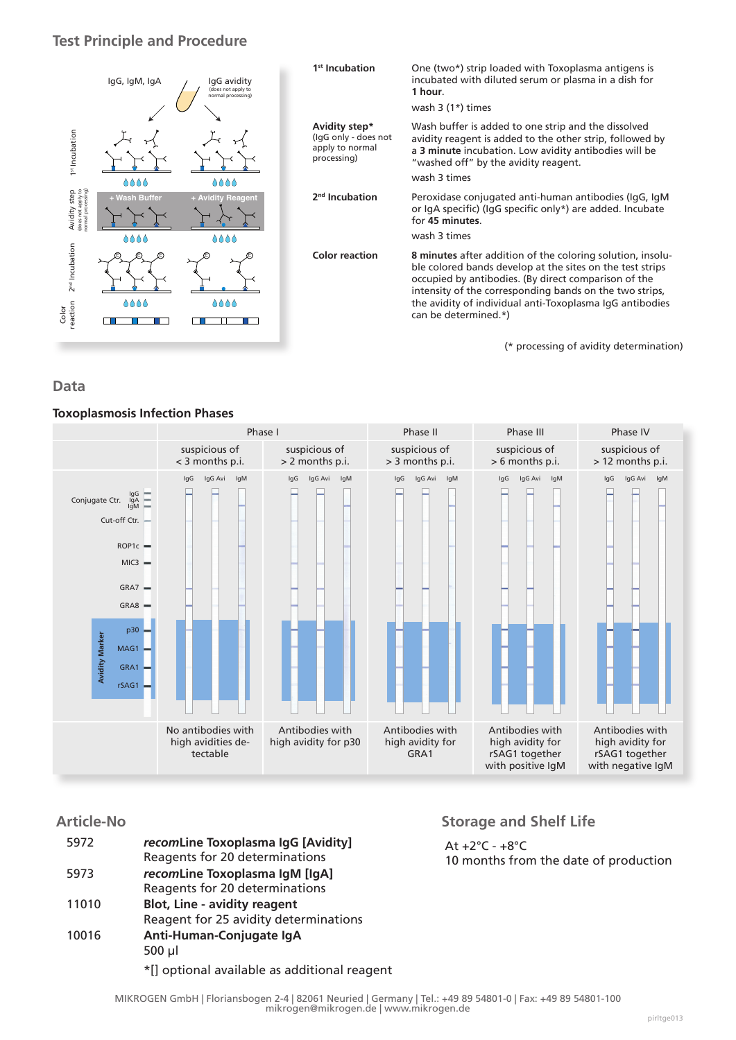## Test Principle and Procedure

IgG, IgM, IgA

IgG avidity
(does not apply to normal processing)

1st Incubation

Avidity step (does not apply to normal processing)

+ Wash Buffer

+ Avidity Reagent

2nd Incubation

Color reaction

| | |
|---|---|
| **1st Incubation** | One (two*) strip loaded with Toxoplasma antigens is incubated with diluted serum or plasma in a dish for **1 hour**.<br>wash 3 (1*) times |
| **Avidity step*** (IgG only - does not apply to normal processing) | Wash buffer is added to one strip and the dissolved avidity reagent is added to the other strip, followed by a **3 minute** incubation. Low avidity antibodies will be "washed off" by the avidity reagent.<br>wash 3 times |
| **2nd Incubation** | Peroxidase conjugated anti-human antibodies (IgG, IgM or IgA specific) (IgG specific only*) are added. Incubate for **45 minutes**.<br>wash 3 times |
| **Color reaction** | **8 minutes** after addition of the coloring solution, insoluble colored bands develop at the sites on the test strips occupied by antibodies. (By direct comparison of the intensity of the corresponding bands on the two strips, the avidity of individual anti-Toxoplasma IgG antibodies can be determined.*) |

(* processing of avidity determination)

## Data

### Toxoplasmosis Infection Phases

| | Phase I | | Phase II | Phase III | Phase IV |
|---|---|---|---|---|---|
| | suspicious of < 3 months p.i. | suspicious of > 2 months p.i. | suspicious of > 3 months p.i. | suspicious of > 6 months p.i. | suspicious of > 12 months p.i. |
| | No antibodies with high avidities detectable | Antibodies with high avidity for p30 | Antibodies with high avidity for GRA1 | Antibodies with high avidity for rSAG1 together with positive IgM | Antibodies with high avidity for rSAG1 together with negative IgM |

Strip columns: IgG, IgG Avi, IgM

Conjugate Ctr. (IgG, IgA, IgM)
Cut-off Ctr.
ROP1c
MIC3
GRA7
GRA8
Avidity Marker: p30, MAG1, GRA1, rSAG1

## Article-No

| | |
|---|---|
| 5972 | ***recom*Line Toxoplasma IgG [Avidity]**<br>Reagents for 20 determinations |
| 5973 | ***recom*Line Toxoplasma IgM [IgA]**<br>Reagents for 20 determinations |
| 11010 | **Blot, Line - avidity reagent**<br>Reagent for 25 avidity determinations |
| 10016 | **Anti-Human-Conjugate IgA**<br>500 µl |

*[] optional available as additional reagent

## Storage and Shelf Life

At +2°C - +8°C
10 months from the date of production

MIKROGEN GmbH | Floriansbogen 2-4 | 82061 Neuried | Germany | Tel.: +49 89 54801-0 | Fax: +49 89 54801-100
mikrogen@mikrogen.de | www.mikrogen.de

pirltge013